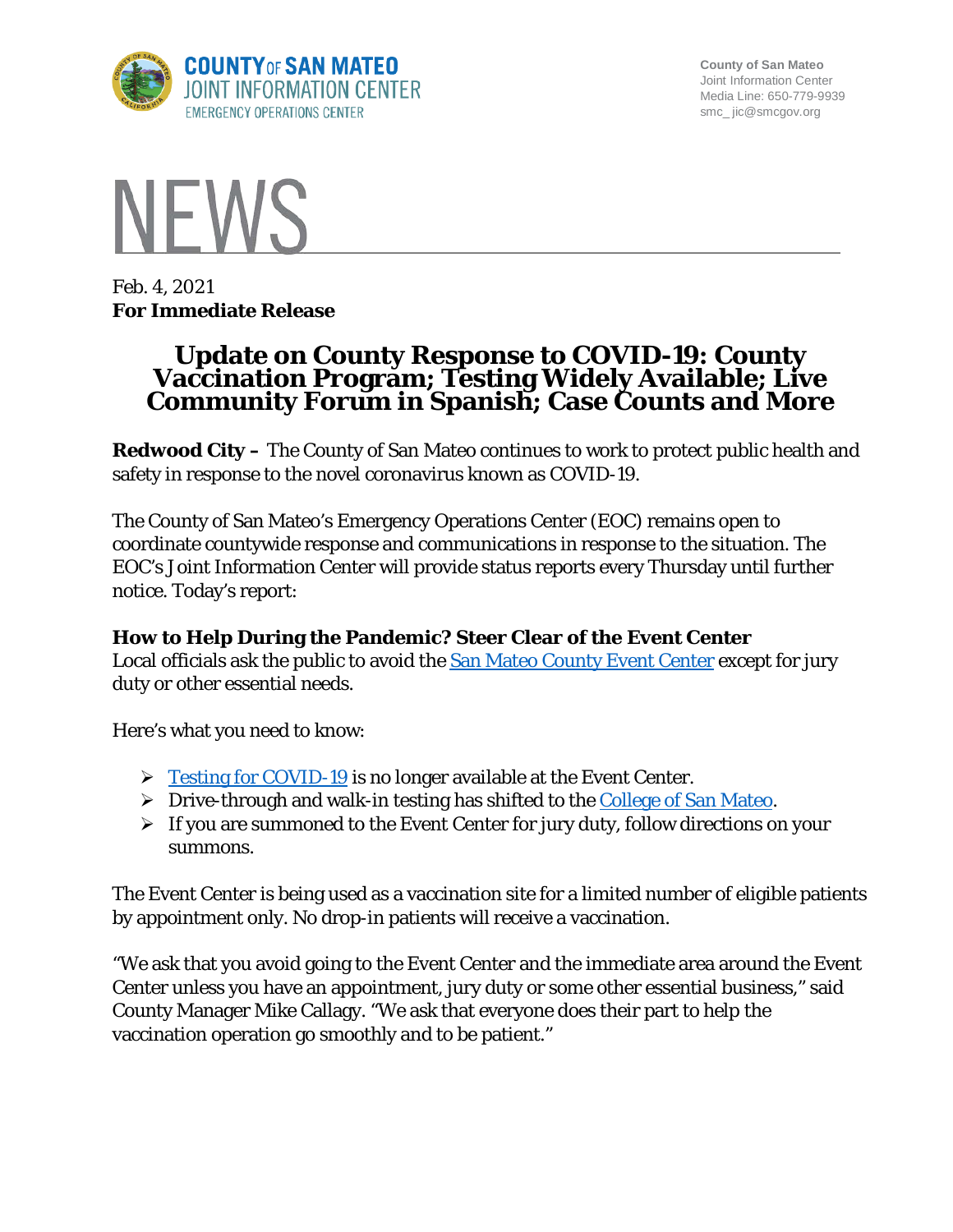COUNTY OF SAN MATEO
JOINT INFORMATION CENTER
EMERGENCY OPERATIONS CENTER

County of San Mateo
Joint Information Center
Media Line: 650-779-9939
smc_ jic@smcgov.org

# NEWS

Feb. 4, 2021
**For Immediate Release**

# Update on County Response to COVID-19: County Vaccination Program; Testing Widely Available; Live Community Forum in Spanish; Case Counts and More

**Redwood City –** The County of San Mateo continues to work to protect public health and safety in response to the novel coronavirus known as COVID-19.

The County of San Mateo's Emergency Operations Center (EOC) remains open to coordinate countywide response and communications in response to the situation. The EOC's Joint Information Center will provide status reports every Thursday until further notice. Today's report:

### How to Help During the Pandemic? Steer Clear of the Event Center

Local officials ask the public to avoid the San Mateo County Event Center except for jury duty or other essential needs.

Here's what you need to know:

- Testing for COVID-19 is no longer available at the Event Center.
- Drive-through and walk-in testing has shifted to the College of San Mateo.
- If you are summoned to the Event Center for jury duty, follow directions on your summons.

The Event Center is being used as a vaccination site for a limited number of eligible patients by appointment only. No drop-in patients will receive a vaccination.

"We ask that you avoid going to the Event Center and the immediate area around the Event Center unless you have an appointment, jury duty or some other essential business," said County Manager Mike Callagy. "We ask that everyone does their part to help the vaccination operation go smoothly and to be patient."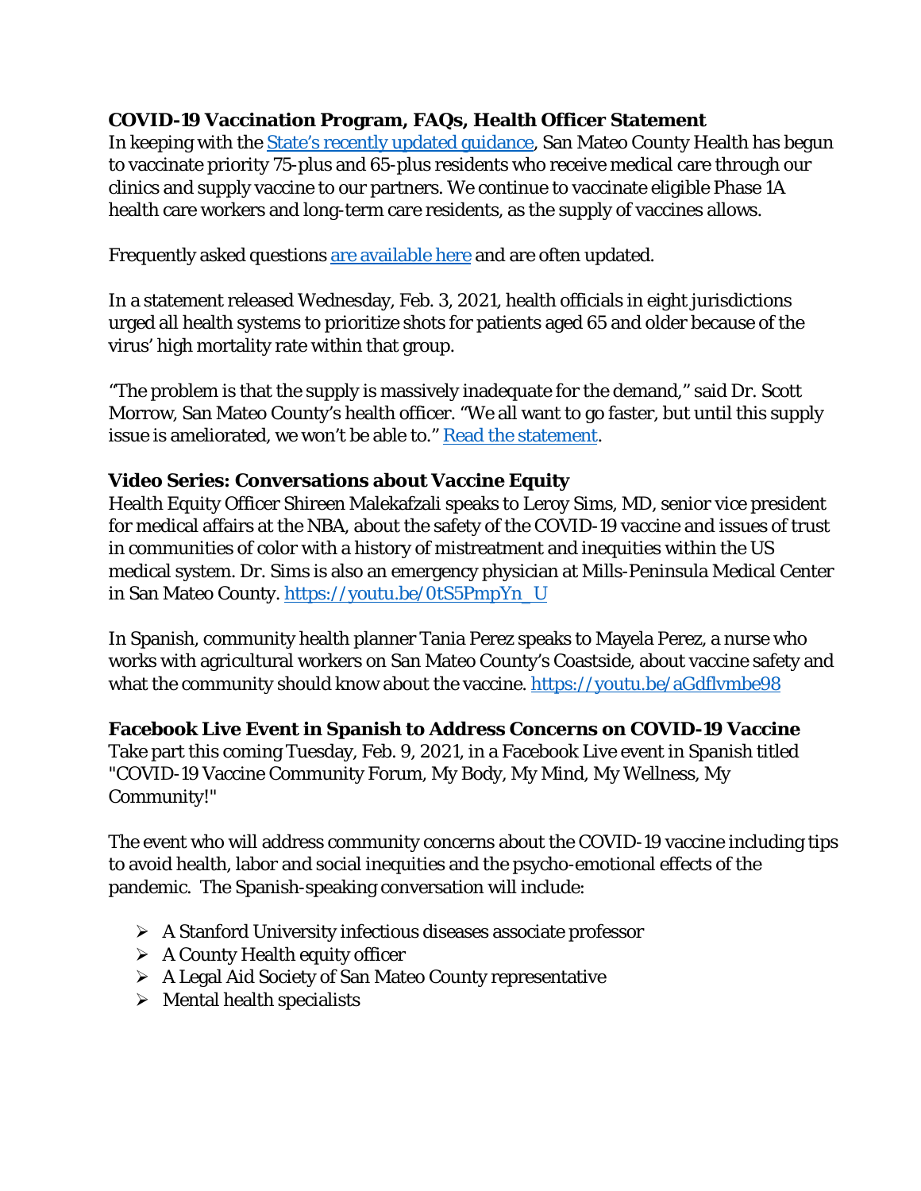**COVID-19 Vaccination Program, FAQs, Health Officer Statement**
In keeping with the [State's recently updated guidance](), San Mateo County Health has begun to vaccinate priority 75-plus and 65-plus residents who receive medical care through our clinics and supply vaccine to our partners. We continue to vaccinate eligible Phase 1A health care workers and long-term care residents, as the supply of vaccines allows.

Frequently asked questions [are available here]() and are often updated.

In a statement released Wednesday, Feb. 3, 2021, health officials in eight jurisdictions urged all health systems to prioritize shots for patients aged 65 and older because of the virus' high mortality rate within that group.

"The problem is that the supply is massively inadequate for the demand," said Dr. Scott Morrow, San Mateo County's health officer. "We all want to go faster, but until this supply issue is ameliorated, we won't be able to." [Read the statement]().

**Video Series: Conversations about Vaccine Equity**
Health Equity Officer Shireen Malekafzali speaks to Leroy Sims, MD, senior vice president for medical affairs at the NBA, about the safety of the COVID-19 vaccine and issues of trust in communities of color with a history of mistreatment and inequities within the US medical system. Dr. Sims is also an emergency physician at Mills-Peninsula Medical Center in San Mateo County. https://youtu.be/0tS5PmpYn_U

In Spanish, community health planner Tania Perez speaks to Mayela Perez, a nurse who works with agricultural workers on San Mateo County's Coastside, about vaccine safety and what the community should know about the vaccine. https://youtu.be/aGdflvmbe98

**Facebook Live Event in Spanish to Address Concerns on COVID-19 Vaccine**
Take part this coming Tuesday, Feb. 9, 2021, in a Facebook Live event in Spanish titled "COVID-19 Vaccine Community Forum, My Body, My Mind, My Wellness, My Community!"

The event who will address community concerns about the COVID-19 vaccine including tips to avoid health, labor and social inequities and the psycho-emotional effects of the pandemic. The Spanish-speaking conversation will include:

- A Stanford University infectious diseases associate professor
- A County Health equity officer
- A Legal Aid Society of San Mateo County representative
- Mental health specialists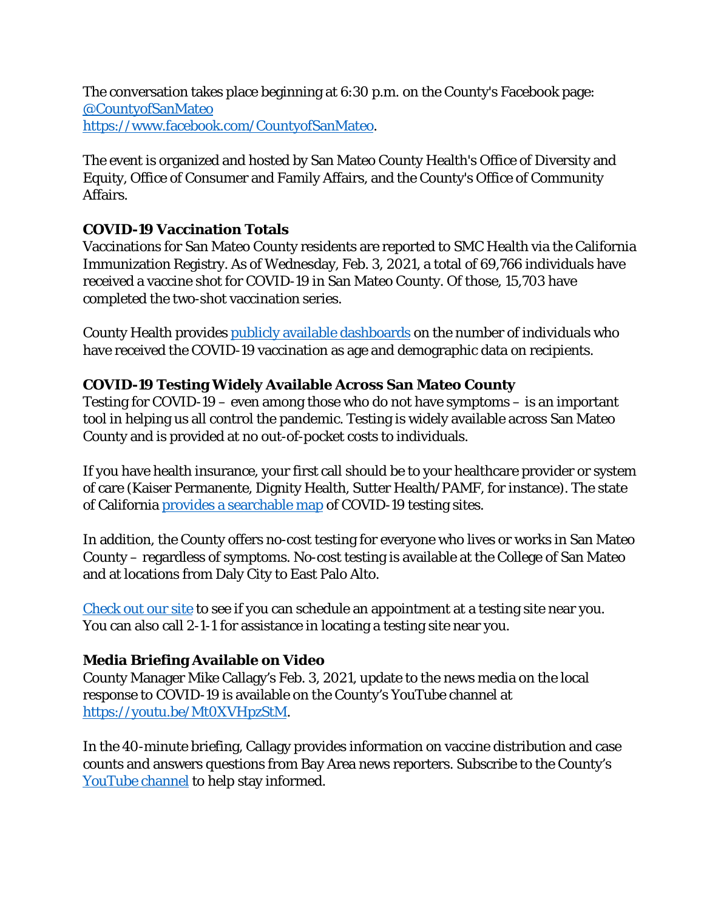The conversation takes place beginning at 6:30 p.m. on the County's Facebook page: @CountyofSanMateo https://www.facebook.com/CountyofSanMateo.

The event is organized and hosted by San Mateo County Health's Office of Diversity and Equity, Office of Consumer and Family Affairs, and the County's Office of Community Affairs.

**COVID-19 Vaccination Totals**

Vaccinations for San Mateo County residents are reported to SMC Health via the California Immunization Registry. As of Wednesday, Feb. 3, 2021, a total of 69,766 individuals have received a vaccine shot for COVID-19 in San Mateo County. Of those, 15,703 have completed the two-shot vaccination series.

County Health provides publicly available dashboards on the number of individuals who have received the COVID-19 vaccination as age and demographic data on recipients.

**COVID-19 Testing Widely Available Across San Mateo County**

Testing for COVID-19 – even among those who do not have symptoms – is an important tool in helping us all control the pandemic. Testing is widely available across San Mateo County and is provided at no out-of-pocket costs to individuals.

If you have health insurance, your first call should be to your healthcare provider or system of care (Kaiser Permanente, Dignity Health, Sutter Health/PAMF, for instance). The state of California provides a searchable map of COVID-19 testing sites.

In addition, the County offers no-cost testing for everyone who lives or works in San Mateo County – regardless of symptoms. No-cost testing is available at the College of San Mateo and at locations from Daly City to East Palo Alto.

Check out our site to see if you can schedule an appointment at a testing site near you. You can also call 2-1-1 for assistance in locating a testing site near you.

**Media Briefing Available on Video**

County Manager Mike Callagy's Feb. 3, 2021, update to the news media on the local response to COVID-19 is available on the County's YouTube channel at https://youtu.be/Mt0XVHpzStM.

In the 40-minute briefing, Callagy provides information on vaccine distribution and case counts and answers questions from Bay Area news reporters. Subscribe to the County's YouTube channel to help stay informed.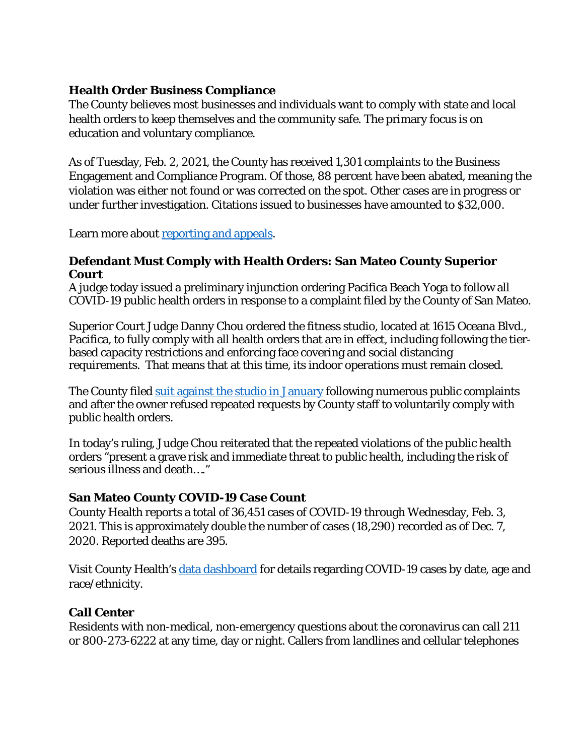**Health Order Business Compliance**

The County believes most businesses and individuals want to comply with state and local health orders to keep themselves and the community safe. The primary focus is on education and voluntary compliance.

As of Tuesday, Feb. 2, 2021, the County has received 1,301 complaints to the Business Engagement and Compliance Program. Of those, 88 percent have been abated, meaning the violation was either not found or was corrected on the spot. Other cases are in progress or under further investigation. Citations issued to businesses have amounted to $32,000.

Learn more about [reporting and appeals](reporting and appeals).

**Defendant Must Comply with Health Orders: San Mateo County Superior Court**

A judge today issued a preliminary injunction ordering Pacifica Beach Yoga to follow all COVID-19 public health orders in response to a complaint filed by the County of San Mateo.

Superior Court Judge Danny Chou ordered the fitness studio, located at 1615 Oceana Blvd., Pacifica, to fully comply with all health orders that are in effect, including following the tier-based capacity restrictions and enforcing face covering and social distancing requirements. That means that at this time, its indoor operations must remain closed.

The County filed [suit against the studio in January](suit against the studio in January) following numerous public complaints and after the owner refused repeated requests by County staff to voluntarily comply with public health orders.

In today's ruling, Judge Chou reiterated that the repeated violations of the public health orders "present a grave risk and immediate threat to public health, including the risk of serious illness and death…."

**San Mateo County COVID-19 Case Count**

County Health reports a total of 36,451 cases of COVID-19 through Wednesday, Feb. 3, 2021. This is approximately double the number of cases (18,290) recorded as of Dec. 7, 2020. Reported deaths are 395.

Visit County Health's [data dashboard](data dashboard) for details regarding COVID-19 cases by date, age and race/ethnicity.

**Call Center**

Residents with non-medical, non-emergency questions about the coronavirus can call 211 or 800-273-6222 at any time, day or night. Callers from landlines and cellular telephones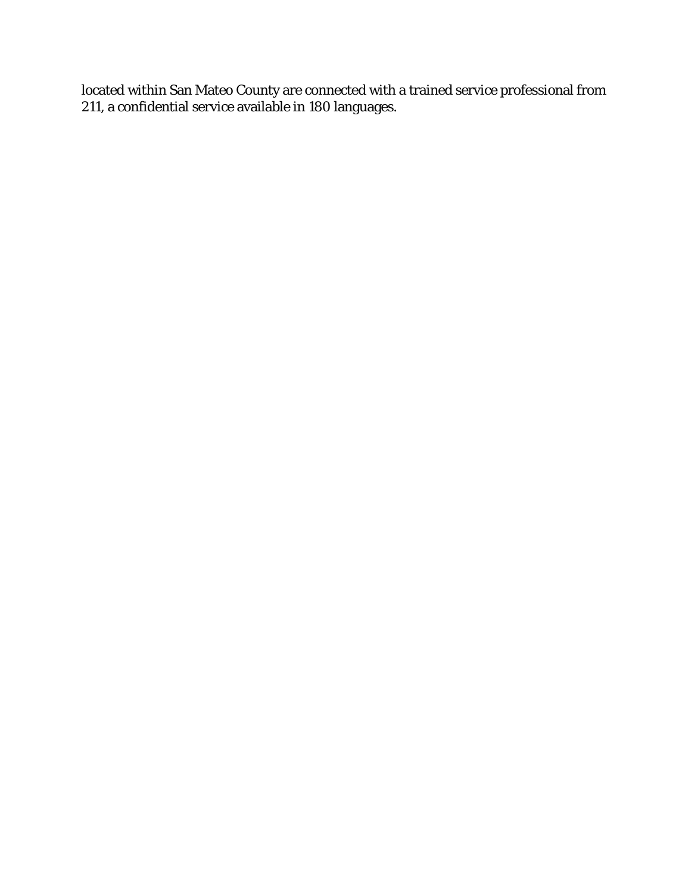located within San Mateo County are connected with a trained service professional from 211, a confidential service available in 180 languages.